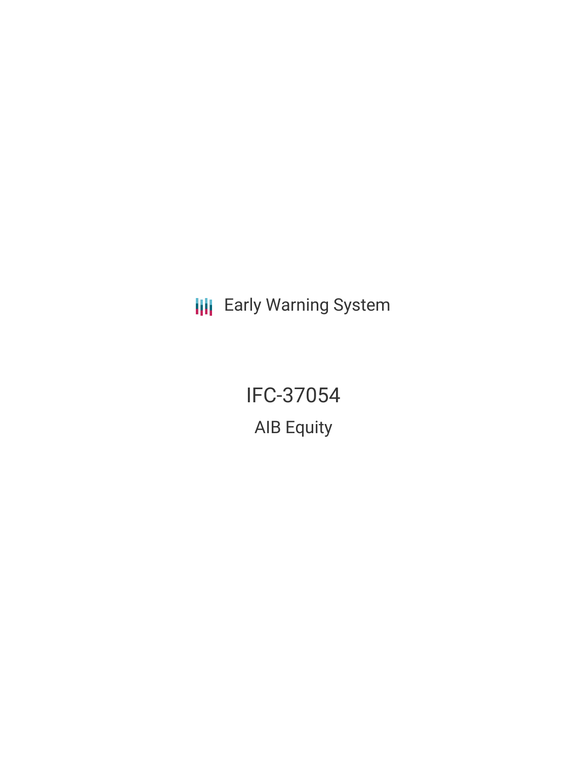Early Warning System

# IFC-37054

## AIB Equity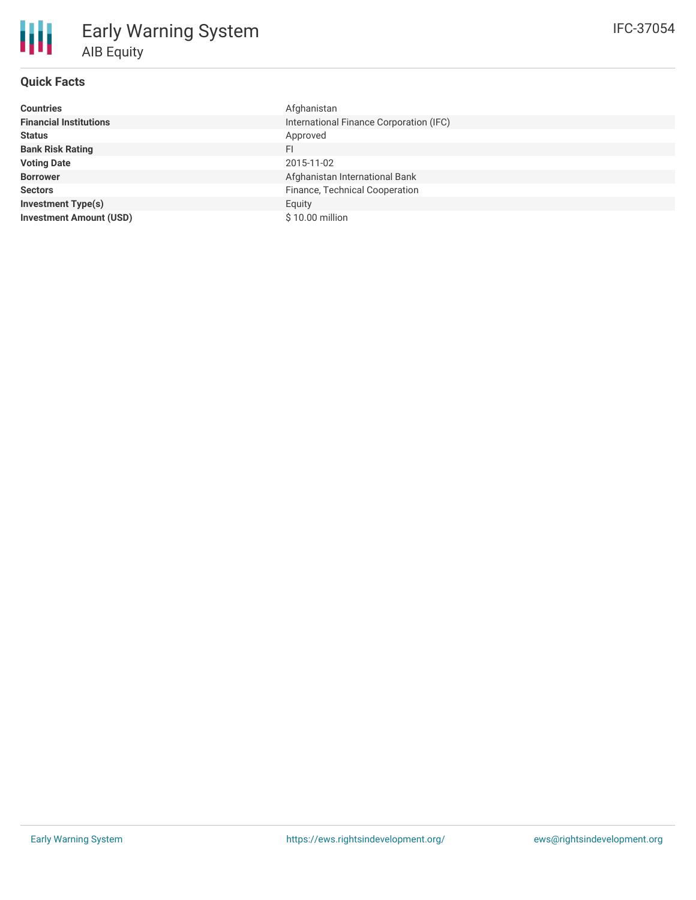# Early Warning System

## AIB Equity

IFC-37054

### Quick Facts

| | |
|---|---|
| **Countries** | Afghanistan |
| **Financial Institutions** | International Finance Corporation (IFC) |
| **Status** | Approved |
| **Bank Risk Rating** | FI |
| **Voting Date** | 2015-11-02 |
| **Borrower** | Afghanistan International Bank |
| **Sectors** | Finance, Technical Cooperation |
| **Investment Type(s)** | Equity |
| **Investment Amount (USD)** | $ 10.00 million |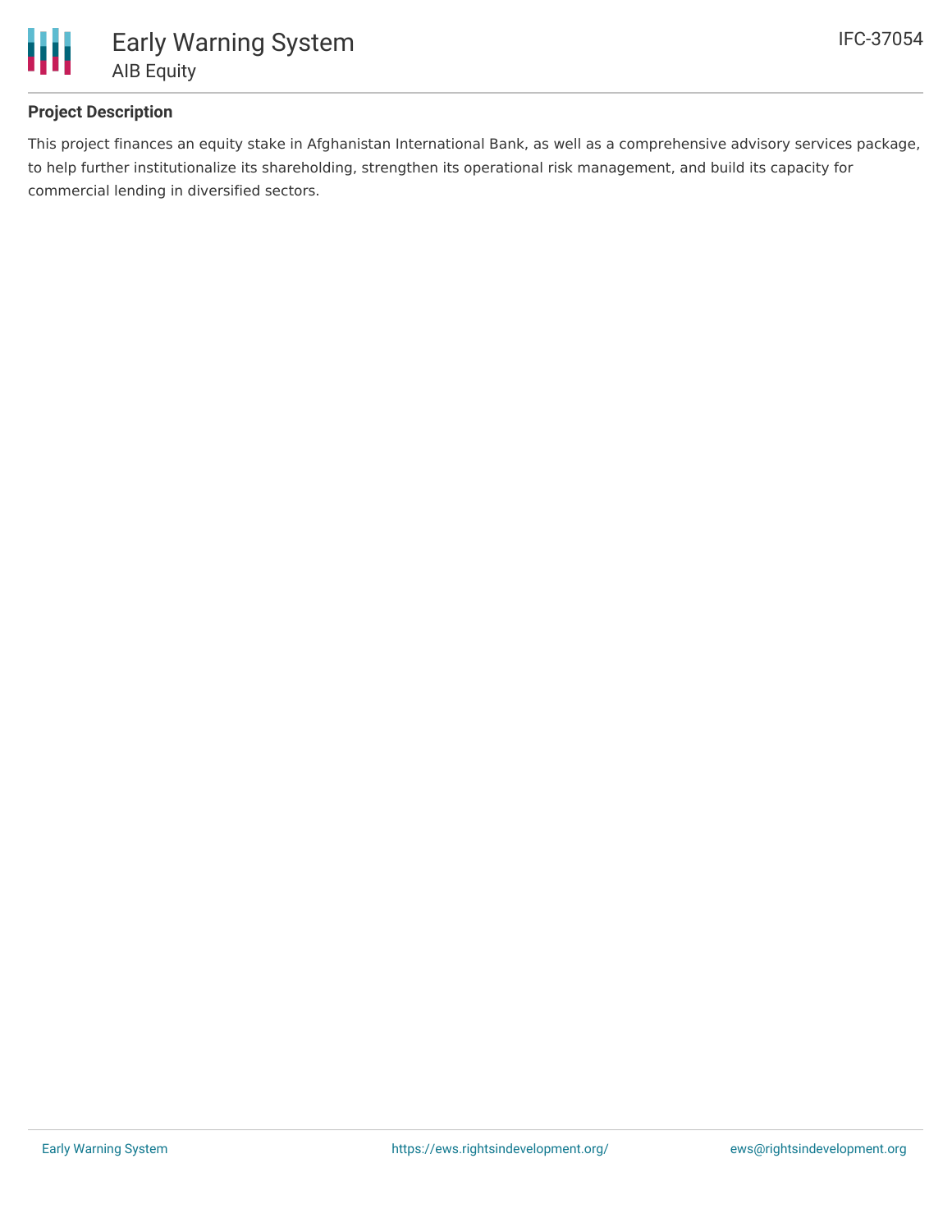## Project Description

This project finances an equity stake in Afghanistan International Bank, as well as a comprehensive advisory services package, to help further institutionalize its shareholding, strengthen its operational risk management, and build its capacity for commercial lending in diversified sectors.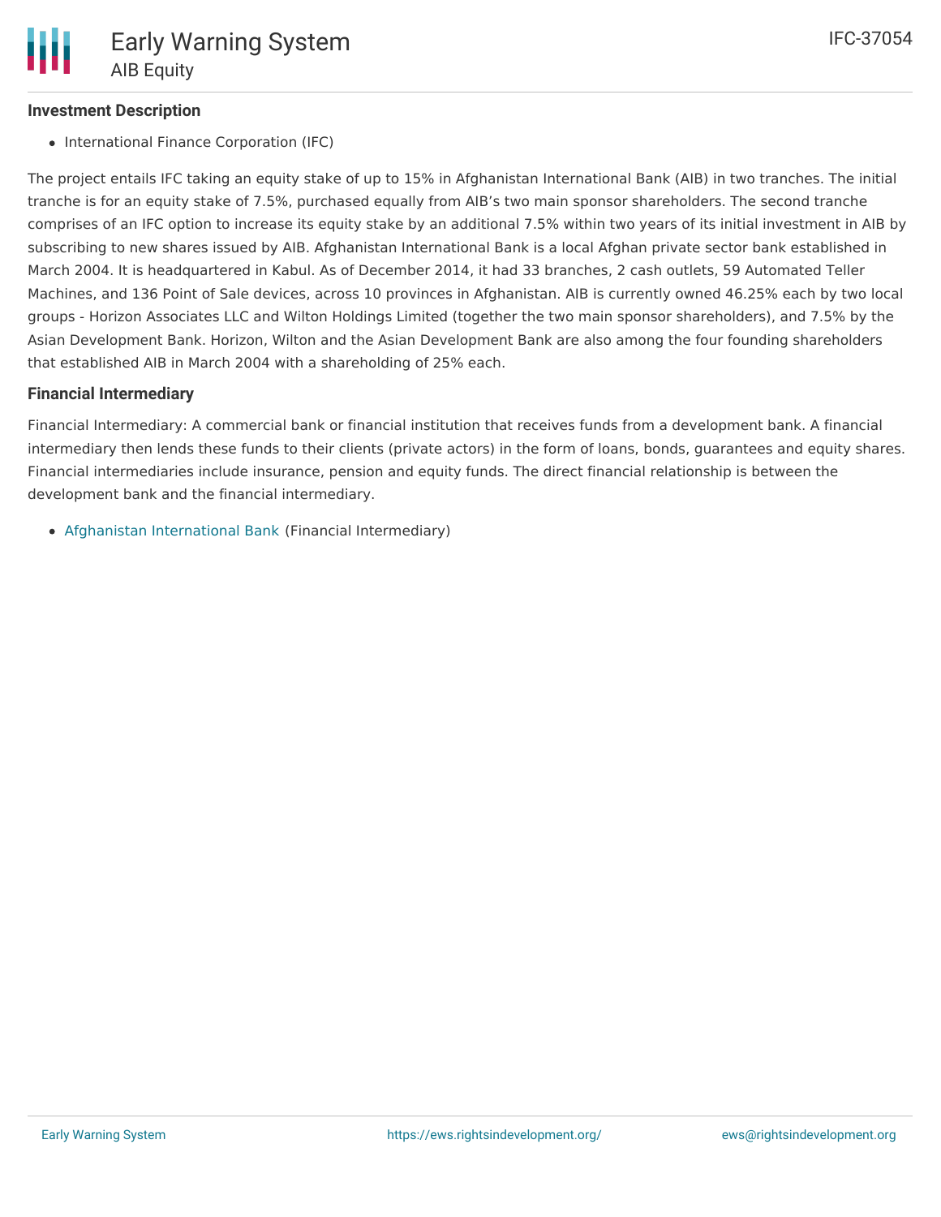### Investment Description

- International Finance Corporation (IFC)

The project entails IFC taking an equity stake of up to 15% in Afghanistan International Bank (AIB) in two tranches. The initial tranche is for an equity stake of 7.5%, purchased equally from AIB's two main sponsor shareholders. The second tranche comprises of an IFC option to increase its equity stake by an additional 7.5% within two years of its initial investment in AIB by subscribing to new shares issued by AIB. Afghanistan International Bank is a local Afghan private sector bank established in March 2004. It is headquartered in Kabul. As of December 2014, it had 33 branches, 2 cash outlets, 59 Automated Teller Machines, and 136 Point of Sale devices, across 10 provinces in Afghanistan. AIB is currently owned 46.25% each by two local groups - Horizon Associates LLC and Wilton Holdings Limited (together the two main sponsor shareholders), and 7.5% by the Asian Development Bank. Horizon, Wilton and the Asian Development Bank are also among the four founding shareholders that established AIB in March 2004 with a shareholding of 25% each.

### Financial Intermediary

Financial Intermediary: A commercial bank or financial institution that receives funds from a development bank. A financial intermediary then lends these funds to their clients (private actors) in the form of loans, bonds, guarantees and equity shares. Financial intermediaries include insurance, pension and equity funds. The direct financial relationship is between the development bank and the financial intermediary.

- Afghanistan International Bank (Financial Intermediary)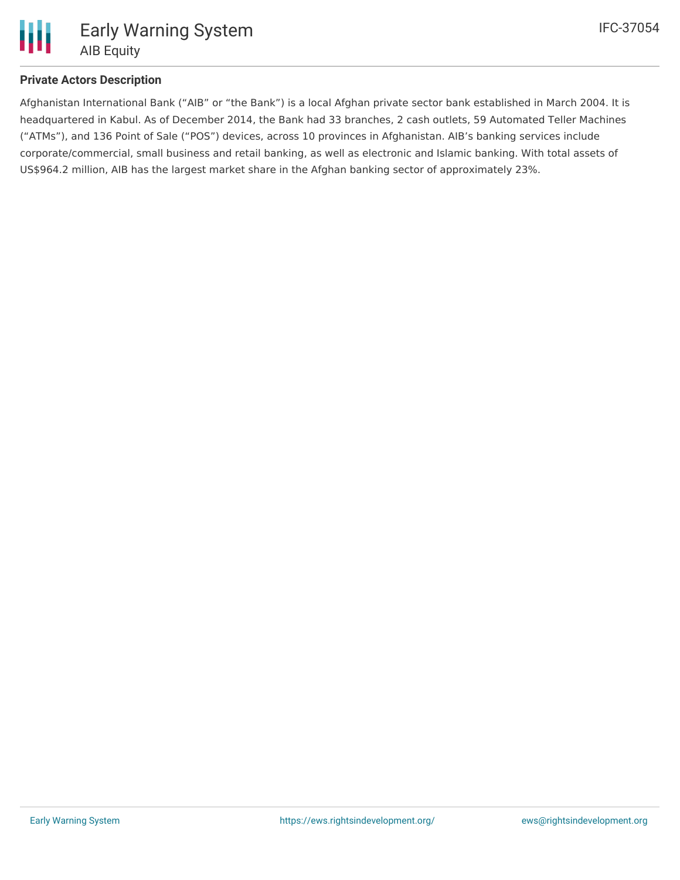**Private Actors Description**

Afghanistan International Bank ("AIB" or "the Bank") is a local Afghan private sector bank established in March 2004. It is headquartered in Kabul. As of December 2014, the Bank had 33 branches, 2 cash outlets, 59 Automated Teller Machines ("ATMs"), and 136 Point of Sale ("POS") devices, across 10 provinces in Afghanistan. AIB's banking services include corporate/commercial, small business and retail banking, as well as electronic and Islamic banking. With total assets of US$964.2 million, AIB has the largest market share in the Afghan banking sector of approximately 23%.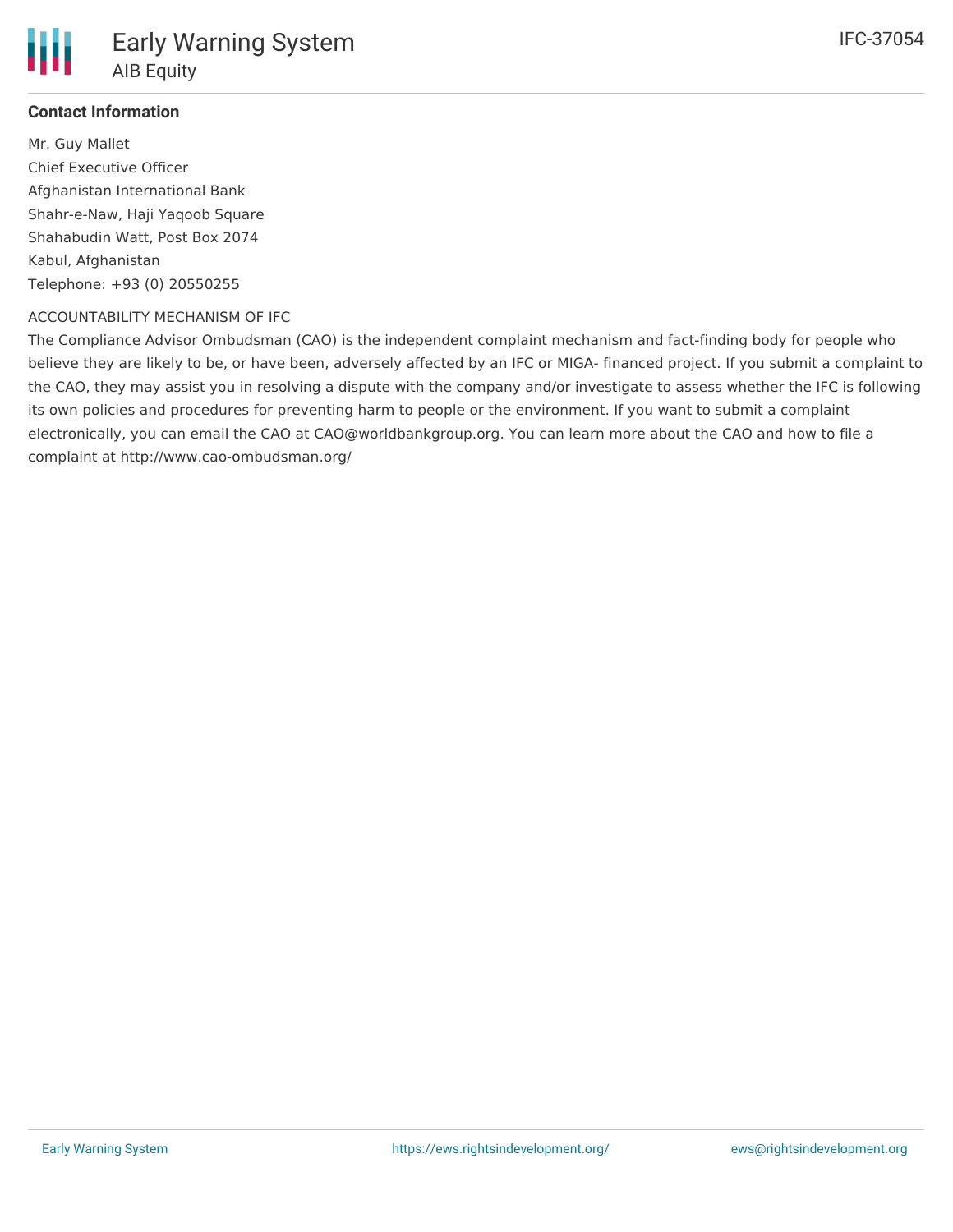**Contact Information**

Mr. Guy Mallet
Chief Executive Officer
Afghanistan International Bank
Shahr-e-Naw, Haji Yaqoob Square
Shahabudin Watt, Post Box 2074
Kabul, Afghanistan
Telephone: +93 (0) 20550255

ACCOUNTABILITY MECHANISM OF IFC

The Compliance Advisor Ombudsman (CAO) is the independent complaint mechanism and fact-finding body for people who believe they are likely to be, or have been, adversely affected by an IFC or MIGA- financed project. If you submit a complaint to the CAO, they may assist you in resolving a dispute with the company and/or investigate to assess whether the IFC is following its own policies and procedures for preventing harm to people or the environment. If you want to submit a complaint electronically, you can email the CAO at CAO@worldbankgroup.org. You can learn more about the CAO and how to file a complaint at http://www.cao-ombudsman.org/